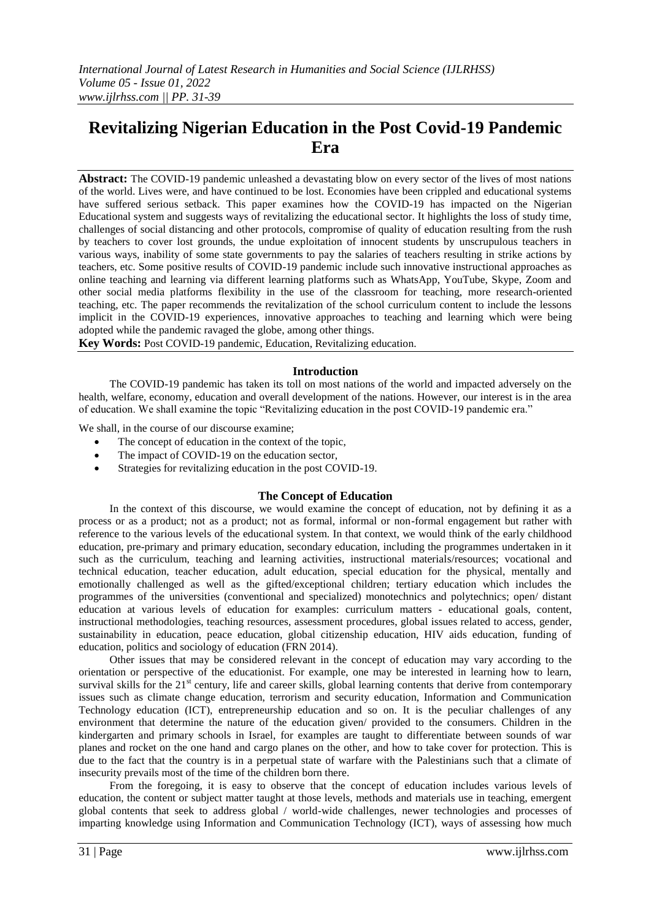# Revitalizing Nigerian Education in the Post Covid-19 Pandemic Era

**Abstract:** The COVID-19 pandemic unleashed a devastating blow on every sector of the lives of most nations of the world. Lives were, and have continued to be lost. Economies have been crippled and educational systems have suffered serious setback. This paper examines how the COVID-19 has impacted on the Nigerian Educational system and suggests ways of revitalizing the educational sector. It highlights the loss of study time, challenges of social distancing and other protocols, compromise of quality of education resulting from the rush by teachers to cover lost grounds, the undue exploitation of innocent students by unscrupulous teachers in various ways, inability of some state governments to pay the salaries of teachers resulting in strike actions by teachers, etc. Some positive results of COVID-19 pandemic include such innovative instructional approaches as online teaching and learning via different learning platforms such as WhatsApp, YouTube, Skype, Zoom and other social media platforms flexibility in the use of the classroom for teaching, more research-oriented teaching, etc. The paper recommends the revitalization of the school curriculum content to include the lessons implicit in the COVID-19 experiences, innovative approaches to teaching and learning which were being adopted while the pandemic ravaged the globe, among other things.

**Key Words:** Post COVID-19 pandemic, Education, Revitalizing education.

## Introduction

The COVID-19 pandemic has taken its toll on most nations of the world and impacted adversely on the health, welfare, economy, education and overall development of the nations. However, our interest is in the area of education. We shall examine the topic "Revitalizing education in the post COVID-19 pandemic era."

We shall, in the course of our discourse examine;

- The concept of education in the context of the topic,
- The impact of COVID-19 on the education sector,
- Strategies for revitalizing education in the post COVID-19.

## The Concept of Education

In the context of this discourse, we would examine the concept of education, not by defining it as a process or as a product; not as a product; not as formal, informal or non-formal engagement but rather with reference to the various levels of the educational system. In that context, we would think of the early childhood education, pre-primary and primary education, secondary education, including the programmes undertaken in it such as the curriculum, teaching and learning activities, instructional materials/resources; vocational and technical education, teacher education, adult education, special education for the physical, mentally and emotionally challenged as well as the gifted/exceptional children; tertiary education which includes the programmes of the universities (conventional and specialized) monotechnics and polytechnics; open/ distant education at various levels of education for examples: curriculum matters - educational goals, content, instructional methodologies, teaching resources, assessment procedures, global issues related to access, gender, sustainability in education, peace education, global citizenship education, HIV aids education, funding of education, politics and sociology of education (FRN 2014).

Other issues that may be considered relevant in the concept of education may vary according to the orientation or perspective of the educationist. For example, one may be interested in learning how to learn, survival skills for the 21st century, life and career skills, global learning contents that derive from contemporary issues such as climate change education, terrorism and security education, Information and Communication Technology education (ICT), entrepreneurship education and so on. It is the peculiar challenges of any environment that determine the nature of the education given/ provided to the consumers. Children in the kindergarten and primary schools in Israel, for examples are taught to differentiate between sounds of war planes and rocket on the one hand and cargo planes on the other, and how to take cover for protection. This is due to the fact that the country is in a perpetual state of warfare with the Palestinians such that a climate of insecurity prevails most of the time of the children born there.

From the foregoing, it is easy to observe that the concept of education includes various levels of education, the content or subject matter taught at those levels, methods and materials use in teaching, emergent global contents that seek to address global / world-wide challenges, newer technologies and processes of imparting knowledge using Information and Communication Technology (ICT), ways of assessing how much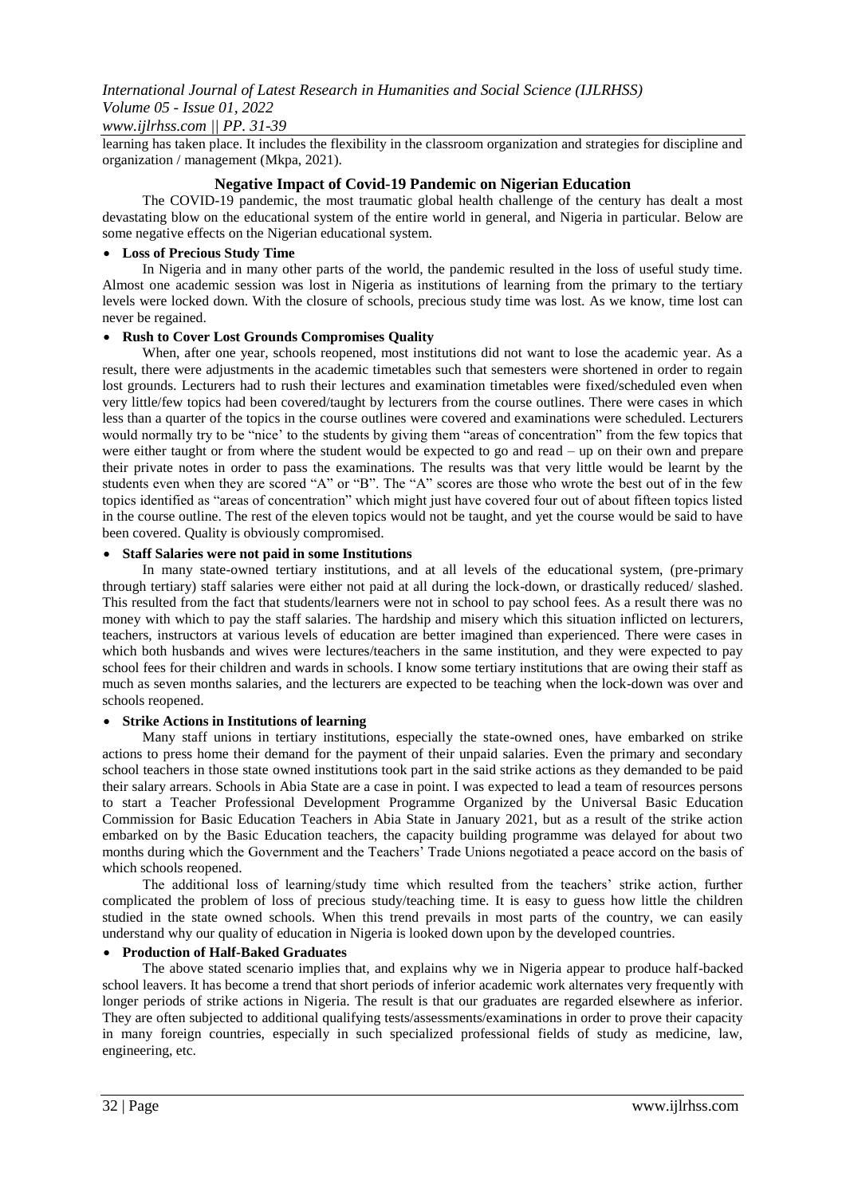learning has taken place. It includes the flexibility in the classroom organization and strategies for discipline and organization / management (Mkpa, 2021).

## Negative Impact of Covid-19 Pandemic on Nigerian Education

The COVID-19 pandemic, the most traumatic global health challenge of the century has dealt a most devastating blow on the educational system of the entire world in general, and Nigeria in particular. Below are some negative effects on the Nigerian educational system.

- **Loss of Precious Study Time**

In Nigeria and in many other parts of the world, the pandemic resulted in the loss of useful study time. Almost one academic session was lost in Nigeria as institutions of learning from the primary to the tertiary levels were locked down. With the closure of schools, precious study time was lost. As we know, time lost can never be regained.

- **Rush to Cover Lost Grounds Compromises Quality**

When, after one year, schools reopened, most institutions did not want to lose the academic year. As a result, there were adjustments in the academic timetables such that semesters were shortened in order to regain lost grounds. Lecturers had to rush their lectures and examination timetables were fixed/scheduled even when very little/few topics had been covered/taught by lecturers from the course outlines. There were cases in which less than a quarter of the topics in the course outlines were covered and examinations were scheduled. Lecturers would normally try to be "nice' to the students by giving them "areas of concentration" from the few topics that were either taught or from where the student would be expected to go and read – up on their own and prepare their private notes in order to pass the examinations. The results was that very little would be learnt by the students even when they are scored "A" or "B". The "A" scores are those who wrote the best out of in the few topics identified as "areas of concentration" which might just have covered four out of about fifteen topics listed in the course outline. The rest of the eleven topics would not be taught, and yet the course would be said to have been covered. Quality is obviously compromised.

- **Staff Salaries were not paid in some Institutions**

In many state-owned tertiary institutions, and at all levels of the educational system, (pre-primary through tertiary) staff salaries were either not paid at all during the lock-down, or drastically reduced/ slashed. This resulted from the fact that students/learners were not in school to pay school fees. As a result there was no money with which to pay the staff salaries. The hardship and misery which this situation inflicted on lecturers, teachers, instructors at various levels of education are better imagined than experienced. There were cases in which both husbands and wives were lectures/teachers in the same institution, and they were expected to pay school fees for their children and wards in schools. I know some tertiary institutions that are owing their staff as much as seven months salaries, and the lecturers are expected to be teaching when the lock-down was over and schools reopened.

- **Strike Actions in Institutions of learning**

Many staff unions in tertiary institutions, especially the state-owned ones, have embarked on strike actions to press home their demand for the payment of their unpaid salaries. Even the primary and secondary school teachers in those state owned institutions took part in the said strike actions as they demanded to be paid their salary arrears. Schools in Abia State are a case in point. I was expected to lead a team of resources persons to start a Teacher Professional Development Programme Organized by the Universal Basic Education Commission for Basic Education Teachers in Abia State in January 2021, but as a result of the strike action embarked on by the Basic Education teachers, the capacity building programme was delayed for about two months during which the Government and the Teachers' Trade Unions negotiated a peace accord on the basis of which schools reopened.

The additional loss of learning/study time which resulted from the teachers' strike action, further complicated the problem of loss of precious study/teaching time. It is easy to guess how little the children studied in the state owned schools. When this trend prevails in most parts of the country, we can easily understand why our quality of education in Nigeria is looked down upon by the developed countries.

- **Production of Half-Baked Graduates**

The above stated scenario implies that, and explains why we in Nigeria appear to produce half-backed school leavers. It has become a trend that short periods of inferior academic work alternates very frequently with longer periods of strike actions in Nigeria. The result is that our graduates are regarded elsewhere as inferior. They are often subjected to additional qualifying tests/assessments/examinations in order to prove their capacity in many foreign countries, especially in such specialized professional fields of study as medicine, law, engineering, etc.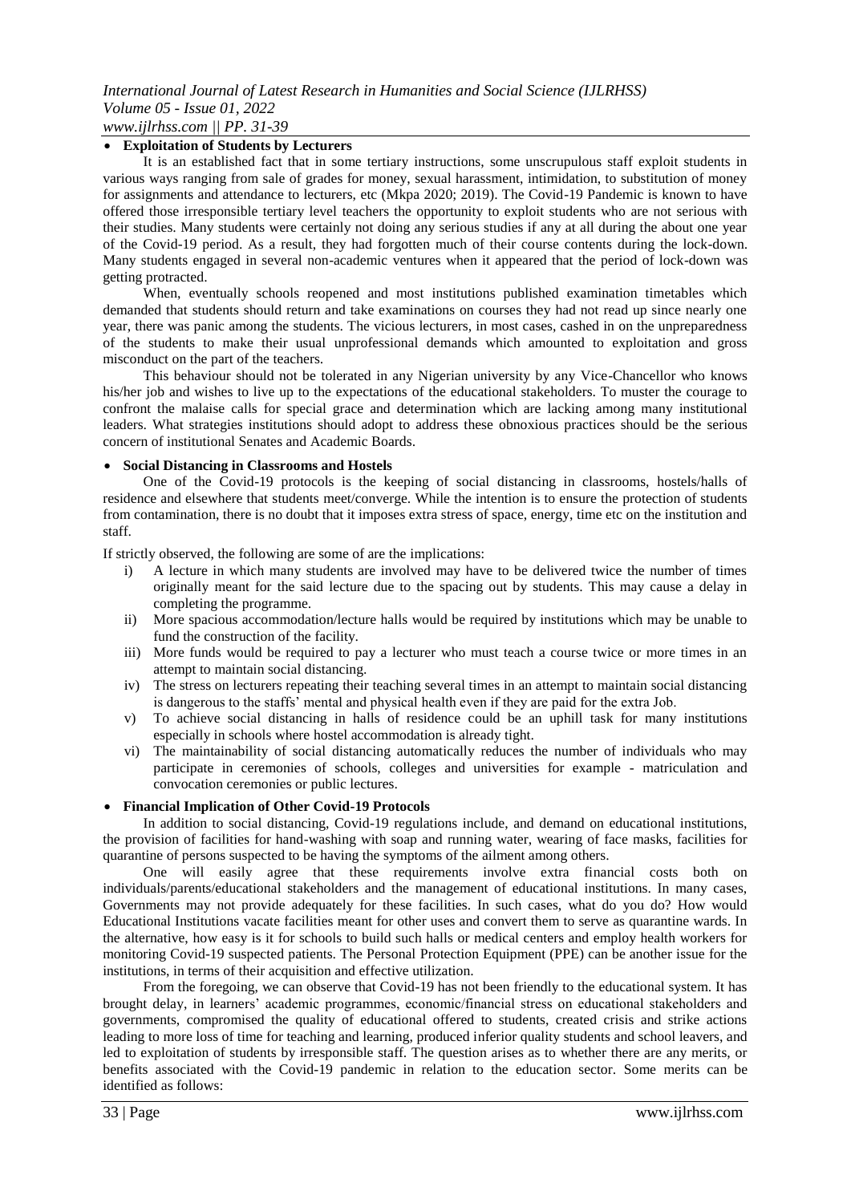- **Exploitation of Students by Lecturers**

It is an established fact that in some tertiary instructions, some unscrupulous staff exploit students in various ways ranging from sale of grades for money, sexual harassment, intimidation, to substitution of money for assignments and attendance to lecturers, etc (Mkpa 2020; 2019). The Covid-19 Pandemic is known to have offered those irresponsible tertiary level teachers the opportunity to exploit students who are not serious with their studies. Many students were certainly not doing any serious studies if any at all during the about one year of the Covid-19 period. As a result, they had forgotten much of their course contents during the lock-down. Many students engaged in several non-academic ventures when it appeared that the period of lock-down was getting protracted.

When, eventually schools reopened and most institutions published examination timetables which demanded that students should return and take examinations on courses they had not read up since nearly one year, there was panic among the students. The vicious lecturers, in most cases, cashed in on the unpreparedness of the students to make their usual unprofessional demands which amounted to exploitation and gross misconduct on the part of the teachers.

This behaviour should not be tolerated in any Nigerian university by any Vice-Chancellor who knows his/her job and wishes to live up to the expectations of the educational stakeholders. To muster the courage to confront the malaise calls for special grace and determination which are lacking among many institutional leaders. What strategies institutions should adopt to address these obnoxious practices should be the serious concern of institutional Senates and Academic Boards.

- **Social Distancing in Classrooms and Hostels**

One of the Covid-19 protocols is the keeping of social distancing in classrooms, hostels/halls of residence and elsewhere that students meet/converge. While the intention is to ensure the protection of students from contamination, there is no doubt that it imposes extra stress of space, energy, time etc on the institution and staff.

If strictly observed, the following are some of are the implications:

i) A lecture in which many students are involved may have to be delivered twice the number of times originally meant for the said lecture due to the spacing out by students. This may cause a delay in completing the programme.
ii) More spacious accommodation/lecture halls would be required by institutions which may be unable to fund the construction of the facility.
iii) More funds would be required to pay a lecturer who must teach a course twice or more times in an attempt to maintain social distancing.
iv) The stress on lecturers repeating their teaching several times in an attempt to maintain social distancing is dangerous to the staffs' mental and physical health even if they are paid for the extra Job.
v) To achieve social distancing in halls of residence could be an uphill task for many institutions especially in schools where hostel accommodation is already tight.
vi) The maintainability of social distancing automatically reduces the number of individuals who may participate in ceremonies of schools, colleges and universities for example - matriculation and convocation ceremonies or public lectures.

- **Financial Implication of Other Covid-19 Protocols**

In addition to social distancing, Covid-19 regulations include, and demand on educational institutions, the provision of facilities for hand-washing with soap and running water, wearing of face masks, facilities for quarantine of persons suspected to be having the symptoms of the ailment among others.

One will easily agree that these requirements involve extra financial costs both on individuals/parents/educational stakeholders and the management of educational institutions. In many cases, Governments may not provide adequately for these facilities. In such cases, what do you do? How would Educational Institutions vacate facilities meant for other uses and convert them to serve as quarantine wards. In the alternative, how easy is it for schools to build such halls or medical centers and employ health workers for monitoring Covid-19 suspected patients. The Personal Protection Equipment (PPE) can be another issue for the institutions, in terms of their acquisition and effective utilization.

From the foregoing, we can observe that Covid-19 has not been friendly to the educational system. It has brought delay, in learners' academic programmes, economic/financial stress on educational stakeholders and governments, compromised the quality of educational offered to students, created crisis and strike actions leading to more loss of time for teaching and learning, produced inferior quality students and school leavers, and led to exploitation of students by irresponsible staff. The question arises as to whether there are any merits, or benefits associated with the Covid-19 pandemic in relation to the education sector. Some merits can be identified as follows: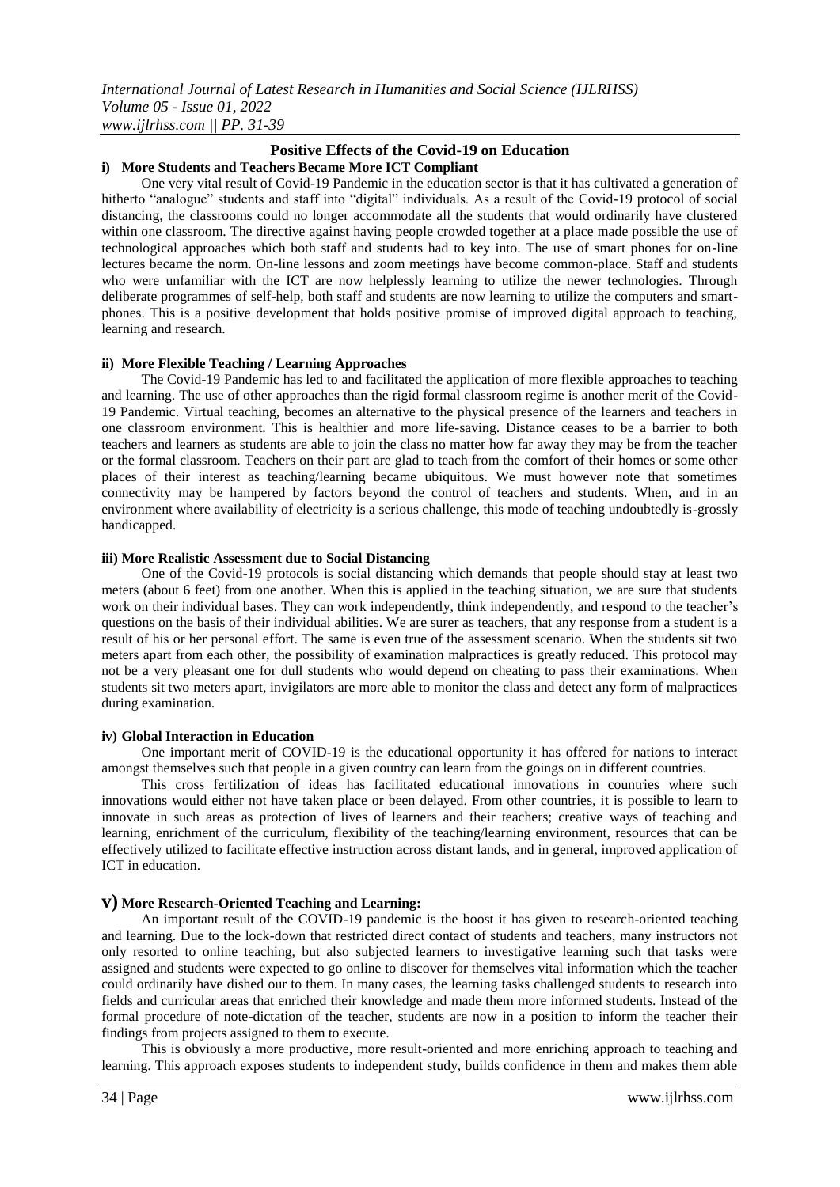## Positive Effects of the Covid-19 on Education

### i) More Students and Teachers Became More ICT Compliant

One very vital result of Covid-19 Pandemic in the education sector is that it has cultivated a generation of hitherto "analogue" students and staff into "digital" individuals. As a result of the Covid-19 protocol of social distancing, the classrooms could no longer accommodate all the students that would ordinarily have clustered within one classroom. The directive against having people crowded together at a place made possible the use of technological approaches which both staff and students had to key into. The use of smart phones for on-line lectures became the norm. On-line lessons and zoom meetings have become common-place. Staff and students who were unfamiliar with the ICT are now helplessly learning to utilize the newer technologies. Through deliberate programmes of self-help, both staff and students are now learning to utilize the computers and smart-phones. This is a positive development that holds positive promise of improved digital approach to teaching, learning and research.

### ii) More Flexible Teaching / Learning Approaches

The Covid-19 Pandemic has led to and facilitated the application of more flexible approaches to teaching and learning. The use of other approaches than the rigid formal classroom regime is another merit of the Covid-19 Pandemic. Virtual teaching, becomes an alternative to the physical presence of the learners and teachers in one classroom environment. This is healthier and more life-saving. Distance ceases to be a barrier to both teachers and learners as students are able to join the class no matter how far away they may be from the teacher or the formal classroom. Teachers on their part are glad to teach from the comfort of their homes or some other places of their interest as teaching/learning became ubiquitous. We must however note that sometimes connectivity may be hampered by factors beyond the control of teachers and students. When, and in an environment where availability of electricity is a serious challenge, this mode of teaching undoubtedly is-grossly handicapped.

### iii) More Realistic Assessment due to Social Distancing

One of the Covid-19 protocols is social distancing which demands that people should stay at least two meters (about 6 feet) from one another. When this is applied in the teaching situation, we are sure that students work on their individual bases. They can work independently, think independently, and respond to the teacher's questions on the basis of their individual abilities. We are surer as teachers, that any response from a student is a result of his or her personal effort. The same is even true of the assessment scenario. When the students sit two meters apart from each other, the possibility of examination malpractices is greatly reduced. This protocol may not be a very pleasant one for dull students who would depend on cheating to pass their examinations. When students sit two meters apart, invigilators are more able to monitor the class and detect any form of malpractices during examination.

### iv) Global Interaction in Education

One important merit of COVID-19 is the educational opportunity it has offered for nations to interact amongst themselves such that people in a given country can learn from the goings on in different countries.

This cross fertilization of ideas has facilitated educational innovations in countries where such innovations would either not have taken place or been delayed. From other countries, it is possible to learn to innovate in such areas as protection of lives of learners and their teachers; creative ways of teaching and learning, enrichment of the curriculum, flexibility of the teaching/learning environment, resources that can be effectively utilized to facilitate effective instruction across distant lands, and in general, improved application of ICT in education.

### v) More Research-Oriented Teaching and Learning:

An important result of the COVID-19 pandemic is the boost it has given to research-oriented teaching and learning. Due to the lock-down that restricted direct contact of students and teachers, many instructors not only resorted to online teaching, but also subjected learners to investigative learning such that tasks were assigned and students were expected to go online to discover for themselves vital information which the teacher could ordinarily have dished our to them. In many cases, the learning tasks challenged students to research into fields and curricular areas that enriched their knowledge and made them more informed students. Instead of the formal procedure of note-dictation of the teacher, students are now in a position to inform the teacher their findings from projects assigned to them to execute.

This is obviously a more productive, more result-oriented and more enriching approach to teaching and learning. This approach exposes students to independent study, builds confidence in them and makes them able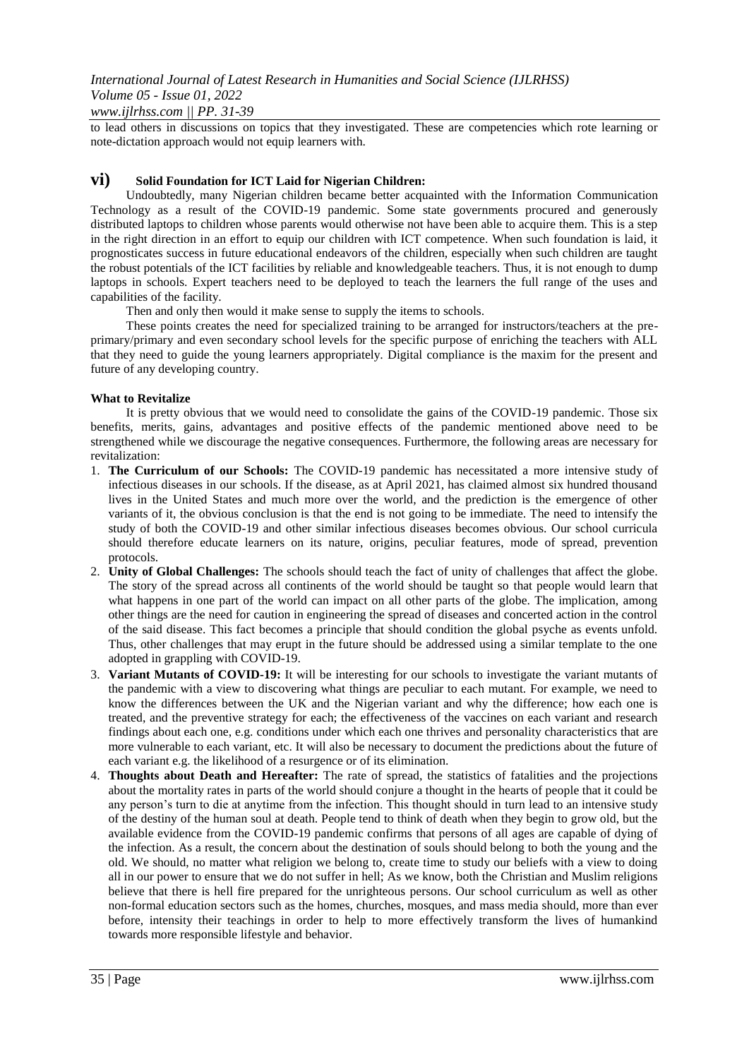to lead others in discussions on topics that they investigated. These are competencies which rote learning or note-dictation approach would not equip learners with.

### vi) Solid Foundation for ICT Laid for Nigerian Children:

Undoubtedly, many Nigerian children became better acquainted with the Information Communication Technology as a result of the COVID-19 pandemic. Some state governments procured and generously distributed laptops to children whose parents would otherwise not have been able to acquire them. This is a step in the right direction in an effort to equip our children with ICT competence. When such foundation is laid, it prognosticates success in future educational endeavors of the children, especially when such children are taught the robust potentials of the ICT facilities by reliable and knowledgeable teachers. Thus, it is not enough to dump laptops in schools. Expert teachers need to be deployed to teach the learners the full range of the uses and capabilities of the facility.

Then and only then would it make sense to supply the items to schools.

These points creates the need for specialized training to be arranged for instructors/teachers at the pre-primary/primary and even secondary school levels for the specific purpose of enriching the teachers with ALL that they need to guide the young learners appropriately. Digital compliance is the maxim for the present and future of any developing country.

**What to Revitalize**

It is pretty obvious that we would need to consolidate the gains of the COVID-19 pandemic. Those six benefits, merits, gains, advantages and positive effects of the pandemic mentioned above need to be strengthened while we discourage the negative consequences. Furthermore, the following areas are necessary for revitalization:

1. **The Curriculum of our Schools:** The COVID-19 pandemic has necessitated a more intensive study of infectious diseases in our schools. If the disease, as at April 2021, has claimed almost six hundred thousand lives in the United States and much more over the world, and the prediction is the emergence of other variants of it, the obvious conclusion is that the end is not going to be immediate. The need to intensify the study of both the COVID-19 and other similar infectious diseases becomes obvious. Our school curricula should therefore educate learners on its nature, origins, peculiar features, mode of spread, prevention protocols.
2. **Unity of Global Challenges:** The schools should teach the fact of unity of challenges that affect the globe. The story of the spread across all continents of the world should be taught so that people would learn that what happens in one part of the world can impact on all other parts of the globe. The implication, among other things are the need for caution in engineering the spread of diseases and concerted action in the control of the said disease. This fact becomes a principle that should condition the global psyche as events unfold. Thus, other challenges that may erupt in the future should be addressed using a similar template to the one adopted in grappling with COVID-19.
3. **Variant Mutants of COVID-19:** It will be interesting for our schools to investigate the variant mutants of the pandemic with a view to discovering what things are peculiar to each mutant. For example, we need to know the differences between the UK and the Nigerian variant and why the difference; how each one is treated, and the preventive strategy for each; the effectiveness of the vaccines on each variant and research findings about each one, e.g. conditions under which each one thrives and personality characteristics that are more vulnerable to each variant, etc. It will also be necessary to document the predictions about the future of each variant e.g. the likelihood of a resurgence or of its elimination.
4. **Thoughts about Death and Hereafter:** The rate of spread, the statistics of fatalities and the projections about the mortality rates in parts of the world should conjure a thought in the hearts of people that it could be any person's turn to die at anytime from the infection. This thought should in turn lead to an intensive study of the destiny of the human soul at death. People tend to think of death when they begin to grow old, but the available evidence from the COVID-19 pandemic confirms that persons of all ages are capable of dying of the infection. As a result, the concern about the destination of souls should belong to both the young and the old. We should, no matter what religion we belong to, create time to study our beliefs with a view to doing all in our power to ensure that we do not suffer in hell; As we know, both the Christian and Muslim religions believe that there is hell fire prepared for the unrighteous persons. Our school curriculum as well as other non-formal education sectors such as the homes, churches, mosques, and mass media should, more than ever before, intensity their teachings in order to help to more effectively transform the lives of humankind towards more responsible lifestyle and behavior.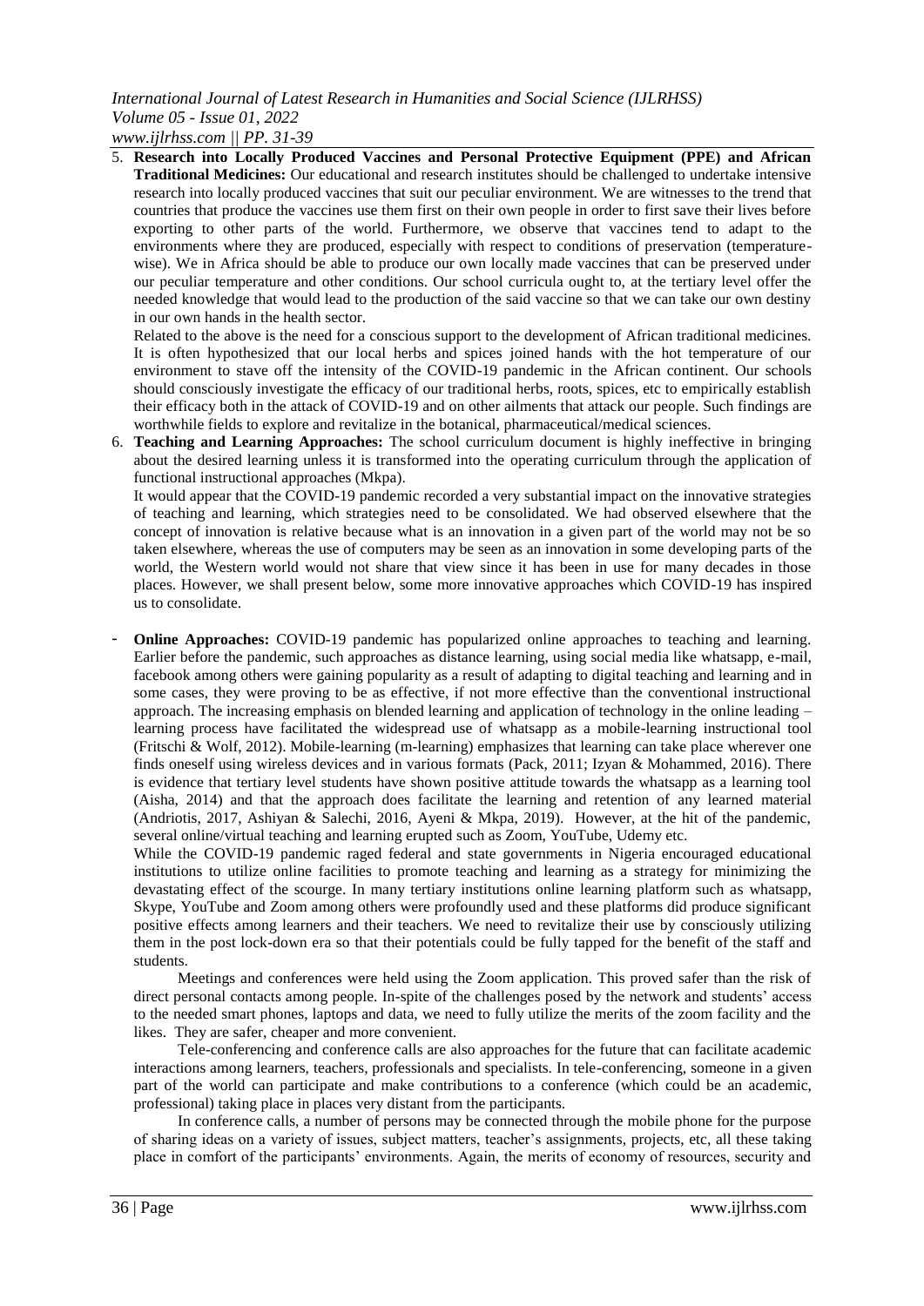5. **Research into Locally Produced Vaccines and Personal Protective Equipment (PPE) and African Traditional Medicines:** Our educational and research institutes should be challenged to undertake intensive research into locally produced vaccines that suit our peculiar environment. We are witnesses to the trend that countries that produce the vaccines use them first on their own people in order to first save their lives before exporting to other parts of the world. Furthermore, we observe that vaccines tend to adapt to the environments where they are produced, especially with respect to conditions of preservation (temperature-wise). We in Africa should be able to produce our own locally made vaccines that can be preserved under our peculiar temperature and other conditions. Our school curricula ought to, at the tertiary level offer the needed knowledge that would lead to the production of the said vaccine so that we can take our own destiny in our own hands in the health sector.

   Related to the above is the need for a conscious support to the development of African traditional medicines. It is often hypothesized that our local herbs and spices joined hands with the hot temperature of our environment to stave off the intensity of the COVID-19 pandemic in the African continent. Our schools should consciously investigate the efficacy of our traditional herbs, roots, spices, etc to empirically establish their efficacy both in the attack of COVID-19 and on other ailments that attack our people. Such findings are worthwhile fields to explore and revitalize in the botanical, pharmaceutical/medical sciences.

6. **Teaching and Learning Approaches:** The school curriculum document is highly ineffective in bringing about the desired learning unless it is transformed into the operating curriculum through the application of functional instructional approaches (Mkpa).

   It would appear that the COVID-19 pandemic recorded a very substantial impact on the innovative strategies of teaching and learning, which strategies need to be consolidated. We had observed elsewhere that the concept of innovation is relative because what is an innovation in a given part of the world may not be so taken elsewhere, whereas the use of computers may be seen as an innovation in some developing parts of the world, the Western world would not share that view since it has been in use for many decades in those places. However, we shall present below, some more innovative approaches which COVID-19 has inspired us to consolidate.

- **Online Approaches:** COVID-19 pandemic has popularized online approaches to teaching and learning. Earlier before the pandemic, such approaches as distance learning, using social media like whatsapp, e-mail, facebook among others were gaining popularity as a result of adapting to digital teaching and learning and in some cases, they were proving to be as effective, if not more effective than the conventional instructional approach. The increasing emphasis on blended learning and application of technology in the online leading – learning process have facilitated the widespread use of whatsapp as a mobile-learning instructional tool (Fritschi & Wolf, 2012). Mobile-learning (m-learning) emphasizes that learning can take place wherever one finds oneself using wireless devices and in various formats (Pack, 2011; Izyan & Mohammed, 2016). There is evidence that tertiary level students have shown positive attitude towards the whatsapp as a learning tool (Aisha, 2014) and that the approach does facilitate the learning and retention of any learned material (Andriotis, 2017, Ashiyan & Salechi, 2016, Ayeni & Mkpa, 2019). However, at the hit of the pandemic, several online/virtual teaching and learning erupted such as Zoom, YouTube, Udemy etc.

  While the COVID-19 pandemic raged federal and state governments in Nigeria encouraged educational institutions to utilize online facilities to promote teaching and learning as a strategy for minimizing the devastating effect of the scourge. In many tertiary institutions online learning platform such as whatsapp, Skype, YouTube and Zoom among others were profoundly used and these platforms did produce significant positive effects among learners and their teachers. We need to revitalize their use by consciously utilizing them in the post lock-down era so that their potentials could be fully tapped for the benefit of the staff and students.

  Meetings and conferences were held using the Zoom application. This proved safer than the risk of direct personal contacts among people. In-spite of the challenges posed by the network and students' access to the needed smart phones, laptops and data, we need to fully utilize the merits of the zoom facility and the likes. They are safer, cheaper and more convenient.

  Tele-conferencing and conference calls are also approaches for the future that can facilitate academic interactions among learners, teachers, professionals and specialists. In tele-conferencing, someone in a given part of the world can participate and make contributions to a conference (which could be an academic, professional) taking place in places very distant from the participants.

  In conference calls, a number of persons may be connected through the mobile phone for the purpose of sharing ideas on a variety of issues, subject matters, teacher's assignments, projects, etc, all these taking place in comfort of the participants' environments. Again, the merits of economy of resources, security and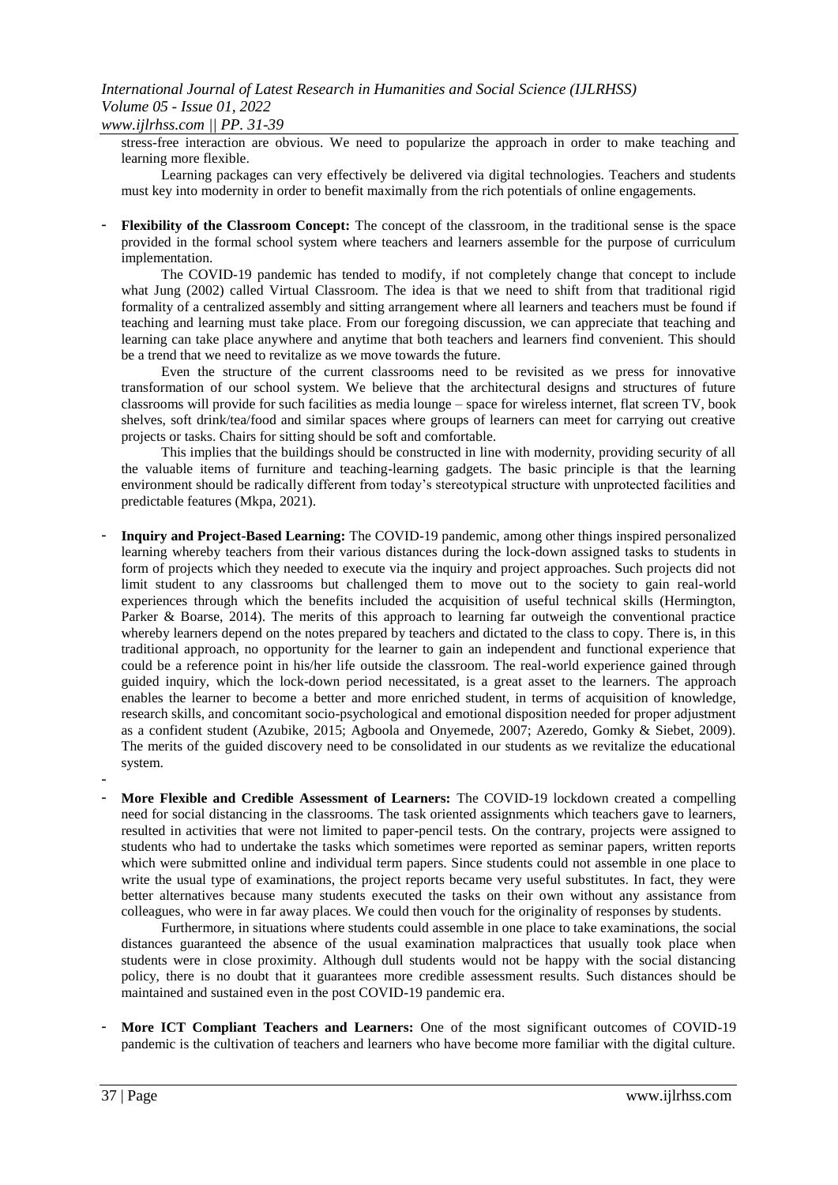stress-free interaction are obvious. We need to popularize the approach in order to make teaching and learning more flexible.

Learning packages can very effectively be delivered via digital technologies. Teachers and students must key into modernity in order to benefit maximally from the rich potentials of online engagements.

- **Flexibility of the Classroom Concept:** The concept of the classroom, in the traditional sense is the space provided in the formal school system where teachers and learners assemble for the purpose of curriculum implementation.

  The COVID-19 pandemic has tended to modify, if not completely change that concept to include what Jung (2002) called Virtual Classroom. The idea is that we need to shift from that traditional rigid formality of a centralized assembly and sitting arrangement where all learners and teachers must be found if teaching and learning must take place. From our foregoing discussion, we can appreciate that teaching and learning can take place anywhere and anytime that both teachers and learners find convenient. This should be a trend that we need to revitalize as we move towards the future.

  Even the structure of the current classrooms need to be revisited as we press for innovative transformation of our school system. We believe that the architectural designs and structures of future classrooms will provide for such facilities as media lounge – space for wireless internet, flat screen TV, book shelves, soft drink/tea/food and similar spaces where groups of learners can meet for carrying out creative projects or tasks. Chairs for sitting should be soft and comfortable.

  This implies that the buildings should be constructed in line with modernity, providing security of all the valuable items of furniture and teaching-learning gadgets. The basic principle is that the learning environment should be radically different from today's stereotypical structure with unprotected facilities and predictable features (Mkpa, 2021).

- **Inquiry and Project-Based Learning:** The COVID-19 pandemic, among other things inspired personalized learning whereby teachers from their various distances during the lock-down assigned tasks to students in form of projects which they needed to execute via the inquiry and project approaches. Such projects did not limit student to any classrooms but challenged them to move out to the society to gain real-world experiences through which the benefits included the acquisition of useful technical skills (Hermington, Parker & Boarse, 2014). The merits of this approach to learning far outweigh the conventional practice whereby learners depend on the notes prepared by teachers and dictated to the class to copy. There is, in this traditional approach, no opportunity for the learner to gain an independent and functional experience that could be a reference point in his/her life outside the classroom. The real-world experience gained through guided inquiry, which the lock-down period necessitated, is a great asset to the learners. The approach enables the learner to become a better and more enriched student, in terms of acquisition of knowledge, research skills, and concomitant socio-psychological and emotional disposition needed for proper adjustment as a confident student (Azubike, 2015; Agboola and Onyemede, 2007; Azeredo, Gomky & Siebet, 2009). The merits of the guided discovery need to be consolidated in our students as we revitalize the educational system.

-

- **More Flexible and Credible Assessment of Learners:** The COVID-19 lockdown created a compelling need for social distancing in the classrooms. The task oriented assignments which teachers gave to learners, resulted in activities that were not limited to paper-pencil tests. On the contrary, projects were assigned to students who had to undertake the tasks which sometimes were reported as seminar papers, written reports which were submitted online and individual term papers. Since students could not assemble in one place to write the usual type of examinations, the project reports became very useful substitutes. In fact, they were better alternatives because many students executed the tasks on their own without any assistance from colleagues, who were in far away places. We could then vouch for the originality of responses by students.

  Furthermore, in situations where students could assemble in one place to take examinations, the social distances guaranteed the absence of the usual examination malpractices that usually took place when students were in close proximity. Although dull students would not be happy with the social distancing policy, there is no doubt that it guarantees more credible assessment results. Such distances should be maintained and sustained even in the post COVID-19 pandemic era.

- **More ICT Compliant Teachers and Learners:** One of the most significant outcomes of COVID-19 pandemic is the cultivation of teachers and learners who have become more familiar with the digital culture.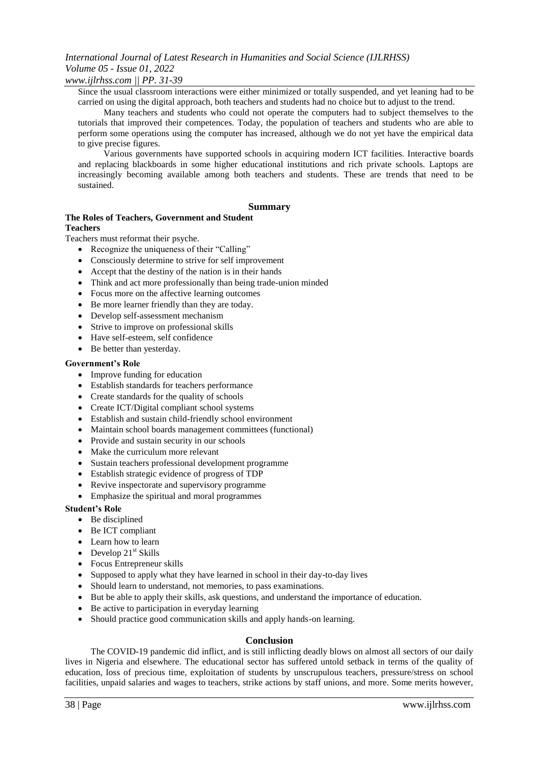Since the usual classroom interactions were either minimized or totally suspended, and yet leaning had to be carried on using the digital approach, both teachers and students had no choice but to adjust to the trend.

Many teachers and students who could not operate the computers had to subject themselves to the tutorials that improved their competences. Today, the population of teachers and students who are able to perform some operations using the computer has increased, although we do not yet have the empirical data to give precise figures.

Various governments have supported schools in acquiring modern ICT facilities. Interactive boards and replacing blackboards in some higher educational institutions and rich private schools. Laptops are increasingly becoming available among both teachers and students. These are trends that need to be sustained.

## Summary

### The Roles of Teachers, Government and Student

#### Teachers

Teachers must reformat their psyche.

- Recognize the uniqueness of their "Calling"
- Consciously determine to strive for self improvement
- Accept that the destiny of the nation is in their hands
- Think and act more professionally than being trade-union minded
- Focus more on the affective learning outcomes
- Be more learner friendly than they are today.
- Develop self-assessment mechanism
- Strive to improve on professional skills
- Have self-esteem, self confidence
- Be better than yesterday.

#### Government's Role

- Improve funding for education
- Establish standards for teachers performance
- Create standards for the quality of schools
- Create ICT/Digital compliant school systems
- Establish and sustain child-friendly school environment
- Maintain school boards management committees (functional)
- Provide and sustain security in our schools
- Make the curriculum more relevant
- Sustain teachers professional development programme
- Establish strategic evidence of progress of TDP
- Revive inspectorate and supervisory programme
- Emphasize the spiritual and moral programmes

#### Student's Role

- Be disciplined
- Be ICT compliant
- Learn how to learn
- Develop 21st Skills
- Focus Entrepreneur skills
- Supposed to apply what they have learned in school in their day-to-day lives
- Should learn to understand, not memories, to pass examinations.
- But be able to apply their skills, ask questions, and understand the importance of education.
- Be active to participation in everyday learning
- Should practice good communication skills and apply hands-on learning.

## Conclusion

The COVID-19 pandemic did inflict, and is still inflicting deadly blows on almost all sectors of our daily lives in Nigeria and elsewhere. The educational sector has suffered untold setback in terms of the quality of education, loss of precious time, exploitation of students by unscrupulous teachers, pressure/stress on school facilities, unpaid salaries and wages to teachers, strike actions by staff unions, and more. Some merits however,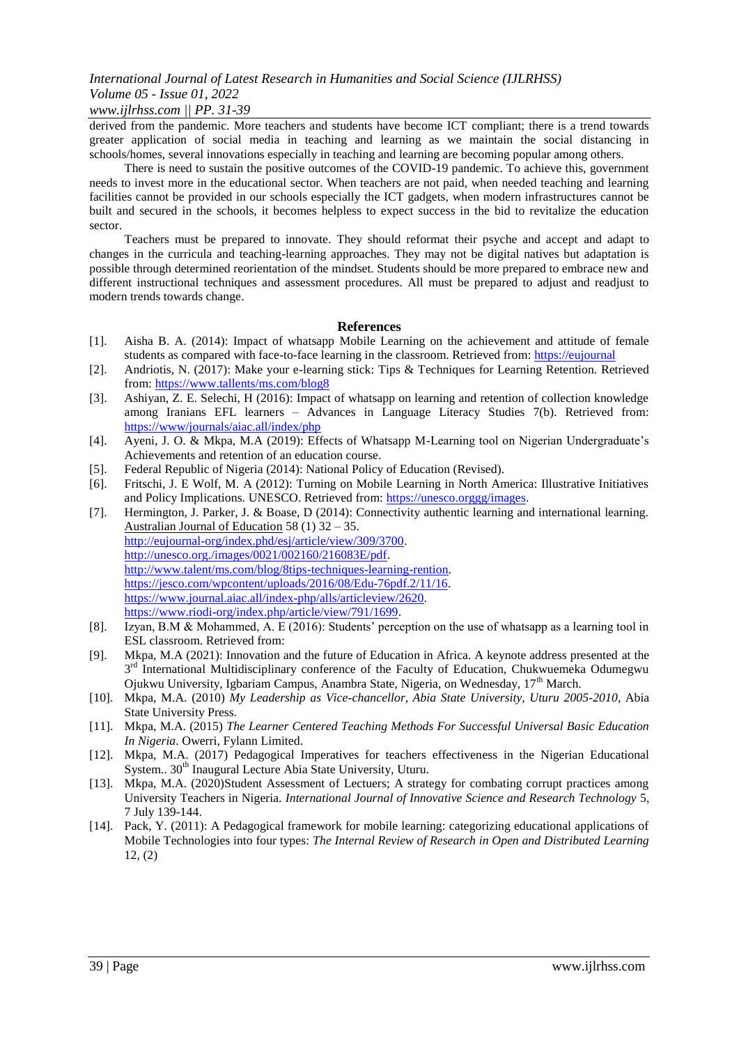derived from the pandemic. More teachers and students have become ICT compliant; there is a trend towards greater application of social media in teaching and learning as we maintain the social distancing in schools/homes, several innovations especially in teaching and learning are becoming popular among others.

There is need to sustain the positive outcomes of the COVID-19 pandemic. To achieve this, government needs to invest more in the educational sector. When teachers are not paid, when needed teaching and learning facilities cannot be provided in our schools especially the ICT gadgets, when modern infrastructures cannot be built and secured in the schools, it becomes helpless to expect success in the bid to revitalize the education sector.

Teachers must be prepared to innovate. They should reformat their psyche and accept and adapt to changes in the curricula and teaching-learning approaches. They may not be digital natives but adaptation is possible through determined reorientation of the mindset. Students should be more prepared to embrace new and different instructional techniques and assessment procedures. All must be prepared to adjust and readjust to modern trends towards change.

## References

[1]. Aisha B. A. (2014): Impact of whatsapp Mobile Learning on the achievement and attitude of female students as compared with face-to-face learning in the classroom. Retrieved from: https://eujournal

[2]. Andriotis, N. (2017): Make your e-learning stick: Tips & Techniques for Learning Retention. Retrieved from: https://www.tallents/ms.com/blog8

[3]. Ashiyan, Z. E. Selechi, H (2016): Impact of whatsapp on learning and retention of collection knowledge among Iranians EFL learners – Advances in Language Literacy Studies 7(b). Retrieved from: https://www/journals/aiac.all/index/php

[4]. Ayeni, J. O. & Mkpa, M.A (2019): Effects of Whatsapp M-Learning tool on Nigerian Undergraduate's Achievements and retention of an education course.

[5]. Federal Republic of Nigeria (2014): National Policy of Education (Revised).

[6]. Fritschi, J. E Wolf, M. A (2012): Turning on Mobile Learning in North America: Illustrative Initiatives and Policy Implications. UNESCO. Retrieved from: https://unesco.orggg/images.

[7]. Hermington, J. Parker, J. & Boase, D (2014): Connectivity authentic learning and international learning. Australian Journal of Education 58 (1) 32 – 35.
http://eujournal-org/index.phd/esj/article/view/309/3700.
http://unesco.org./images/0021/002160/216083E/pdf.
http://www.talent/ms.com/blog/8tips-techniques-learning-rention.
https://jesco.com/wpcontent/uploads/2016/08/Edu-76pdf.2/11/16.
https://www.journal.aiac.all/index-php/alls/articleview/2620.
https://www.riodi-org/index.php/article/view/791/1699.

[8]. Izyan, B.M & Mohammed, A. E (2016): Students' perception on the use of whatsapp as a learning tool in ESL classroom. Retrieved from:

[9]. Mkpa, M.A (2021): Innovation and the future of Education in Africa. A keynote address presented at the 3rd International Multidisciplinary conference of the Faculty of Education, Chukwuemeka Odumegwu Ojukwu University, Igbariam Campus, Anambra State, Nigeria, on Wednesday, 17th March.

[10]. Mkpa, M.A. (2010) *My Leadership as Vice-chancellor, Abia State University, Uturu 2005-2010*, Abia State University Press.

[11]. Mkpa, M.A. (2015) *The Learner Centered Teaching Methods For Successful Universal Basic Education In Nigeria*. Owerri, Fylann Limited.

[12]. Mkpa, M.A. (2017) Pedagogical Imperatives for teachers effectiveness in the Nigerian Educational System.. 30th Inaugural Lecture Abia State University, Uturu.

[13]. Mkpa, M.A. (2020)Student Assessment of Lectuers; A strategy for combating corrupt practices among University Teachers in Nigeria. *International Journal of Innovative Science and Research Technology* 5, 7 July 139-144.

[14]. Pack, Y. (2011): A Pedagogical framework for mobile learning: categorizing educational applications of Mobile Technologies into four types: *The Internal Review of Research in Open and Distributed Learning* 12, (2)